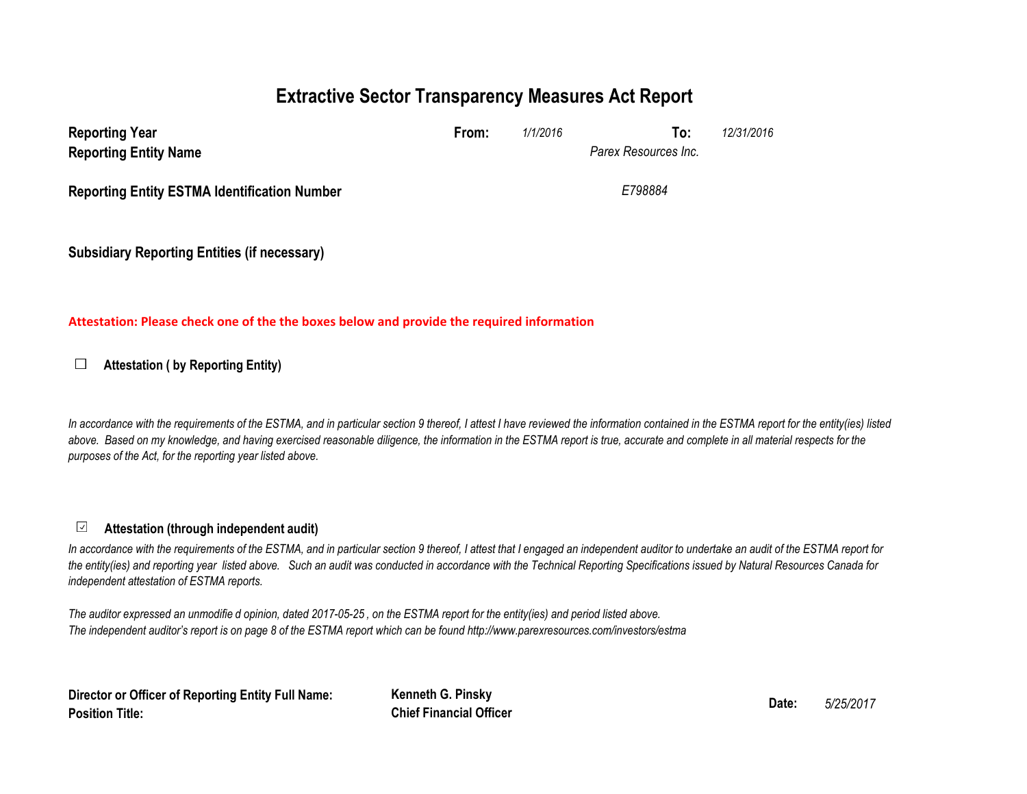# Extractive Sector Transparency Measures Act Report

**Reporting Year** **From:** *1/1/2016* **To:** *12/31/2016*

**Reporting Entity Name** *Parex Resources Inc.*

**Reporting Entity ESTMA Identification Number** *E798884*

**Subsidiary Reporting Entities (if necessary)**

**Attestation: Please check one of the the boxes below and provide the required information**

☐ **Attestation ( by Reporting Entity)**

*In accordance with the requirements of the ESTMA, and in particular section 9 thereof, I attest I have reviewed the information contained in the ESTMA report for the entity(ies) listed above. Based on my knowledge, and having exercised reasonable diligence, the information in the ESTMA report is true, accurate and complete in all material respects for the purposes of the Act, for the reporting year listed above.*

☑ **Attestation (through independent audit)**

*In accordance with the requirements of the ESTMA, and in particular section 9 thereof, I attest that I engaged an independent auditor to undertake an audit of the ESTMA report for the entity(ies) and reporting year listed above. Such an audit was conducted in accordance with the Technical Reporting Specifications issued by Natural Resources Canada for independent attestation of ESTMA reports.*

*The auditor expressed an unmodifie d opinion, dated 2017-05-25 , on the ESTMA report for the entity(ies) and period listed above.*
*The independent auditor's report is on page 8 of the ESTMA report which can be found http://www.parexresources.com/investors/estma*

**Director or Officer of Reporting Entity Full Name:** **Kenneth G. Pinsky**
**Position Title:** **Chief Financial Officer**
**Date:** *5/25/2017*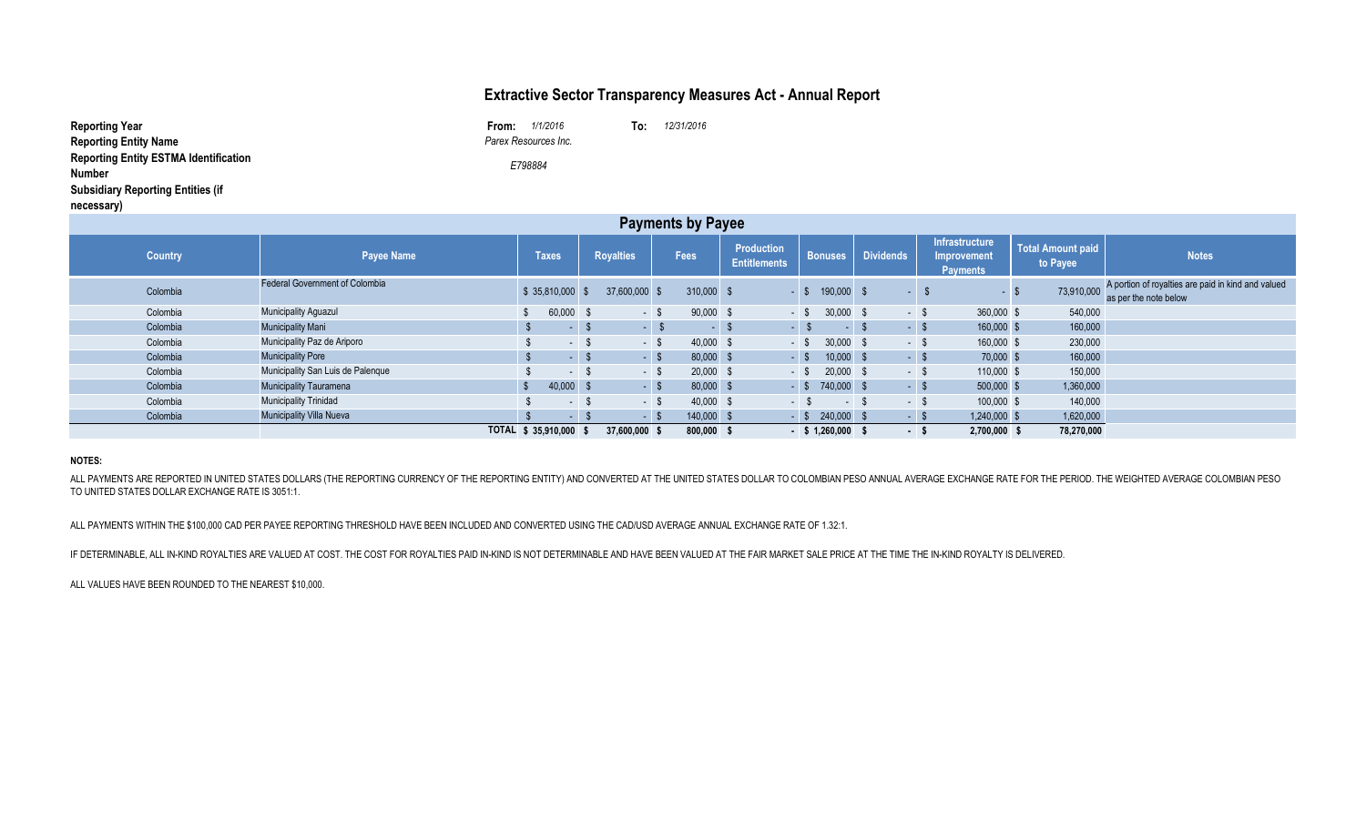# Extractive Sector Transparency Measures Act - Annual Report

**Reporting Year** **From:** *1/1/2016* **To:** *12/31/2016*

**Reporting Entity Name** *Parex Resources Inc.*

**Reporting Entity ESTMA Identification Number** *E798884*

**Subsidiary Reporting Entities (if necessary)**

## Payments by Payee

| Country | Payee Name | Taxes | Royalties | Fees | Production Entitlements | Bonuses | Dividends | Infrastructure Improvement Payments | Total Amount paid to Payee | Notes |
|---|---|---|---|---|---|---|---|---|---|---|
| Colombia | Federal Government of Colombia | $ 35,810,000 | $ 37,600,000 | $ 310,000 | $ - | $ 190,000 | $ - | $ - | $ 73,910,000 | A portion of royalties are paid in kind and valued as per the note below |
| Colombia | Municipality Aguazul | $ 60,000 | $ - | $ 90,000 | $ - | $ 30,000 | $ - | $ 360,000 | $ 540,000 | |
| Colombia | Municipality Mani | $ - | $ - | $ - | $ - | $ - | $ - | $ 160,000 | $ 160,000 | |
| Colombia | Municipality Paz de Ariporo | $ - | $ - | $ 40,000 | $ - | $ 30,000 | $ - | $ 160,000 | $ 230,000 | |
| Colombia | Municipality Pore | $ - | $ - | $ 80,000 | $ - | $ 10,000 | $ - | $ 70,000 | $ 160,000 | |
| Colombia | Municipality San Luis de Palenque | $ - | $ - | $ 20,000 | $ - | $ 20,000 | $ - | $ 110,000 | $ 150,000 | |
| Colombia | Municipality Tauramena | $ 40,000 | $ - | $ 80,000 | $ - | $ 740,000 | $ - | $ 500,000 | $ 1,360,000 | |
| Colombia | Municipality Trinidad | $ - | $ - | $ 40,000 | $ - | $ - | $ - | $ 100,000 | $ 140,000 | |
| Colombia | Municipality Villa Nueva | $ - | $ - | $ 140,000 | $ - | $ 240,000 | $ - | $ 1,240,000 | $ 1,620,000 | |
| | **TOTAL** | **$ 35,910,000** | **$ 37,600,000** | **$ 800,000** | **$ -** | **$ 1,260,000** | **$ -** | **$ 2,700,000** | **$ 78,270,000** | |

**NOTES:**

ALL PAYMENTS ARE REPORTED IN UNITED STATES DOLLARS (THE REPORTING CURRENCY OF THE REPORTING ENTITY) AND CONVERTED AT THE UNITED STATES DOLLAR TO COLOMBIAN PESO ANNUAL AVERAGE EXCHANGE RATE FOR THE PERIOD. THE WEIGHTED AVERAGE COLOMBIAN PESO TO UNITED STATES DOLLAR EXCHANGE RATE IS 3051:1.

ALL PAYMENTS WITHIN THE $100,000 CAD PER PAYEE REPORTING THRESHOLD HAVE BEEN INCLUDED AND CONVERTED USING THE CAD/USD AVERAGE ANNUAL EXCHANGE RATE OF 1.32:1.

IF DETERMINABLE, ALL IN-KIND ROYALTIES ARE VALUED AT COST. THE COST FOR ROYALTIES PAID IN-KIND IS NOT DETERMINABLE AND HAVE BEEN VALUED AT THE FAIR MARKET SALE PRICE AT THE TIME THE IN-KIND ROYALTY IS DELIVERED.

ALL VALUES HAVE BEEN ROUNDED TO THE NEAREST $10,000.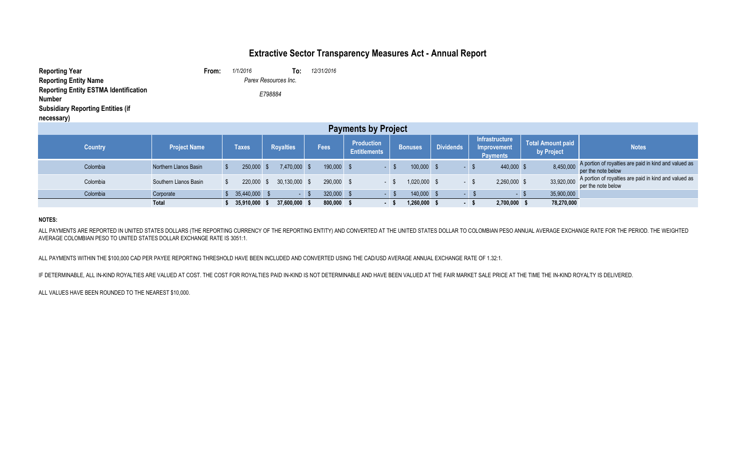# Extractive Sector Transparency Measures Act - Annual Report

**Reporting Year** **From:** *1/1/2016* **To:** *12/31/2016*

**Reporting Entity Name** *Parex Resources Inc.*

**Reporting Entity ESTMA Identification Number** *E798884*

**Subsidiary Reporting Entities (if necessary)**

## Payments by Project

| Country | Project Name | Taxes | Royalties | Fees | Production Entitlements | Bonuses | Dividends | Infrastructure Improvement Payments | Total Amount paid by Project | Notes |
|---|---|---|---|---|---|---|---|---|---|---|
| Colombia | Northern Llanos Basin | $ 250,000 | $ 7,470,000 | $ 190,000 | $ - | $ 100,000 | $ - | $ 440,000 | $ 8,450,000 | A portion of royalties are paid in kind and valued as per the note below |
| Colombia | Southern Llanos Basin | $ 220,000 | $ 30,130,000 | $ 290,000 | $ - | $ 1,020,000 | $ - | $ 2,260,000 | $ 33,920,000 | A portion of royalties are paid in kind and valued as per the note below |
| Colombia | Corporate | $ 35,440,000 | $ - | $ 320,000 | $ - | $ 140,000 | $ - | $ - | $ 35,900,000 | |
| | **Total** | **$ 35,910,000** | **$ 37,600,000** | **$ 800,000** | **$ -** | **$ 1,260,000** | **$ -** | **$ 2,700,000** | **$ 78,270,000** | |

**NOTES:**

ALL PAYMENTS ARE REPORTED IN UNITED STATES DOLLARS (THE REPORTING CURRENCY OF THE REPORTING ENTITY) AND CONVERTED AT THE UNITED STATES DOLLAR TO COLOMBIAN PESO ANNUAL AVERAGE EXCHANGE RATE FOR THE PERIOD. THE WEIGHTED AVERAGE COLOMBIAN PESO TO UNITED STATES DOLLAR EXCHANGE RATE IS 3051:1.

ALL PAYMENTS WITHIN THE $100,000 CAD PER PAYEE REPORTING THRESHOLD HAVE BEEN INCLUDED AND CONVERTED USING THE CAD/USD AVERAGE ANNUAL EXCHANGE RATE OF 1.32:1.

IF DETERMINABLE, ALL IN-KIND ROYALTIES ARE VALUED AT COST. THE COST FOR ROYALTIES PAID IN-KIND IS NOT DETERMINABLE AND HAVE BEEN VALUED AT THE FAIR MARKET SALE PRICE AT THE TIME THE IN-KIND ROYALTY IS DELIVERED.

ALL VALUES HAVE BEEN ROUNDED TO THE NEAREST $10,000.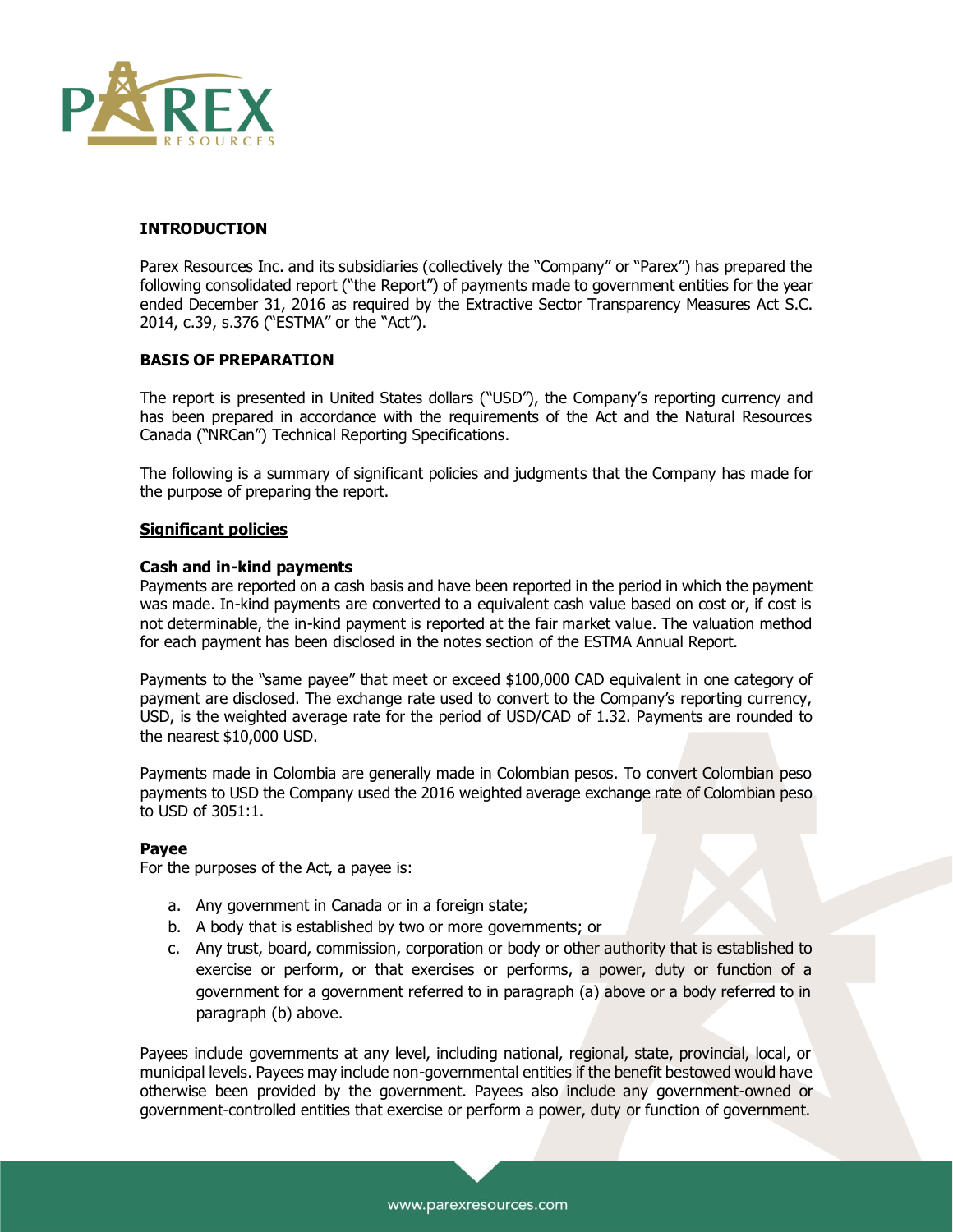## INTRODUCTION

Parex Resources Inc. and its subsidiaries (collectively the "Company" or "Parex") has prepared the following consolidated report ("the Report") of payments made to government entities for the year ended December 31, 2016 as required by the Extractive Sector Transparency Measures Act S.C. 2014, c.39, s.376 ("ESTMA" or the "Act").

## BASIS OF PREPARATION

The report is presented in United States dollars ("USD"), the Company's reporting currency and has been prepared in accordance with the requirements of the Act and the Natural Resources Canada ("NRCan") Technical Reporting Specifications.

The following is a summary of significant policies and judgments that the Company has made for the purpose of preparing the report.

### Significant policies

#### Cash and in-kind payments

Payments are reported on a cash basis and have been reported in the period in which the payment was made. In-kind payments are converted to a equivalent cash value based on cost or, if cost is not determinable, the in-kind payment is reported at the fair market value. The valuation method for each payment has been disclosed in the notes section of the ESTMA Annual Report.

Payments to the "same payee" that meet or exceed $100,000 CAD equivalent in one category of payment are disclosed. The exchange rate used to convert to the Company's reporting currency, USD, is the weighted average rate for the period of USD/CAD of 1.32. Payments are rounded to the nearest $10,000 USD.

Payments made in Colombia are generally made in Colombian pesos. To convert Colombian peso payments to USD the Company used the 2016 weighted average exchange rate of Colombian peso to USD of 3051:1.

#### Payee

For the purposes of the Act, a payee is:

a. Any government in Canada or in a foreign state;
b. A body that is established by two or more governments; or
c. Any trust, board, commission, corporation or body or other authority that is established to exercise or perform, or that exercises or performs, a power, duty or function of a government for a government referred to in paragraph (a) above or a body referred to in paragraph (b) above.

Payees include governments at any level, including national, regional, state, provincial, local, or municipal levels. Payees may include non-governmental entities if the benefit bestowed would have otherwise been provided by the government. Payees also include any government-owned or government-controlled entities that exercise or perform a power, duty or function of government.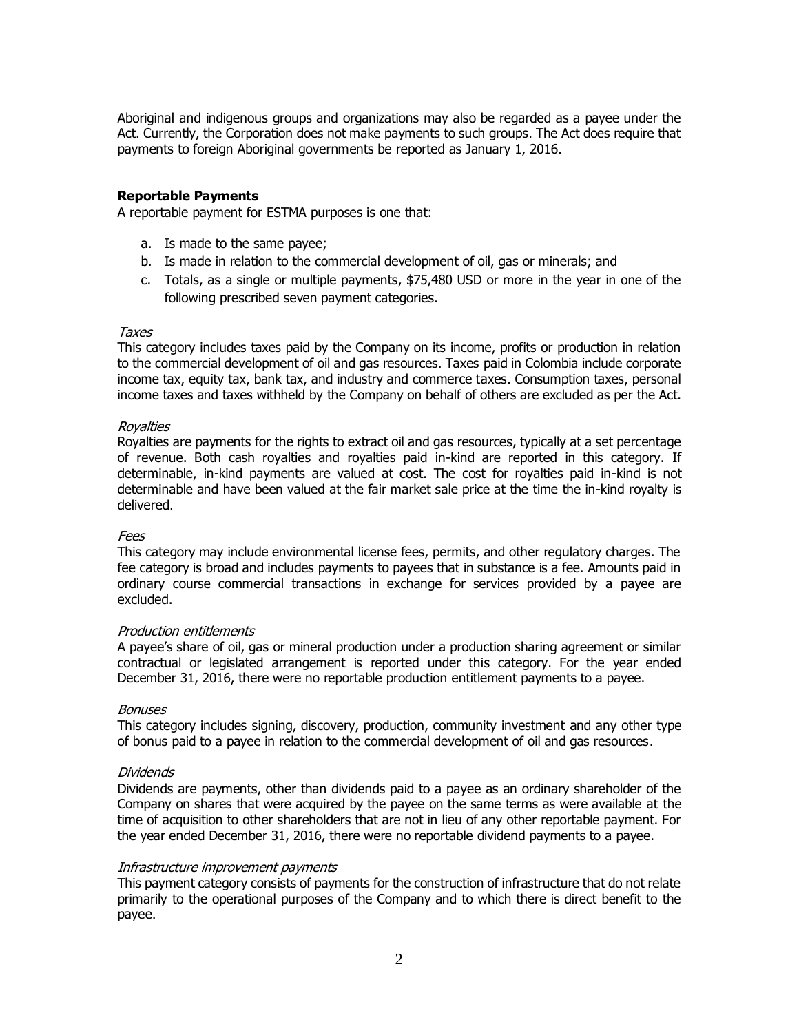Aboriginal and indigenous groups and organizations may also be regarded as a payee under the Act. Currently, the Corporation does not make payments to such groups. The Act does require that payments to foreign Aboriginal governments be reported as January 1, 2016.

### Reportable Payments

A reportable payment for ESTMA purposes is one that:

a. Is made to the same payee;
b. Is made in relation to the commercial development of oil, gas or minerals; and
c. Totals, as a single or multiple payments, $75,480 USD or more in the year in one of the following prescribed seven payment categories.

*Taxes*

This category includes taxes paid by the Company on its income, profits or production in relation to the commercial development of oil and gas resources. Taxes paid in Colombia include corporate income tax, equity tax, bank tax, and industry and commerce taxes. Consumption taxes, personal income taxes and taxes withheld by the Company on behalf of others are excluded as per the Act.

*Royalties*

Royalties are payments for the rights to extract oil and gas resources, typically at a set percentage of revenue. Both cash royalties and royalties paid in-kind are reported in this category. If determinable, in-kind payments are valued at cost. The cost for royalties paid in-kind is not determinable and have been valued at the fair market sale price at the time the in-kind royalty is delivered.

*Fees*

This category may include environmental license fees, permits, and other regulatory charges. The fee category is broad and includes payments to payees that in substance is a fee. Amounts paid in ordinary course commercial transactions in exchange for services provided by a payee are excluded.

*Production entitlements*

A payee's share of oil, gas or mineral production under a production sharing agreement or similar contractual or legislated arrangement is reported under this category. For the year ended December 31, 2016, there were no reportable production entitlement payments to a payee.

*Bonuses*

This category includes signing, discovery, production, community investment and any other type of bonus paid to a payee in relation to the commercial development of oil and gas resources.

*Dividends*

Dividends are payments, other than dividends paid to a payee as an ordinary shareholder of the Company on shares that were acquired by the payee on the same terms as were available at the time of acquisition to other shareholders that are not in lieu of any other reportable payment. For the year ended December 31, 2016, there were no reportable dividend payments to a payee.

*Infrastructure improvement payments*

This payment category consists of payments for the construction of infrastructure that do not relate primarily to the operational purposes of the Company and to which there is direct benefit to the payee.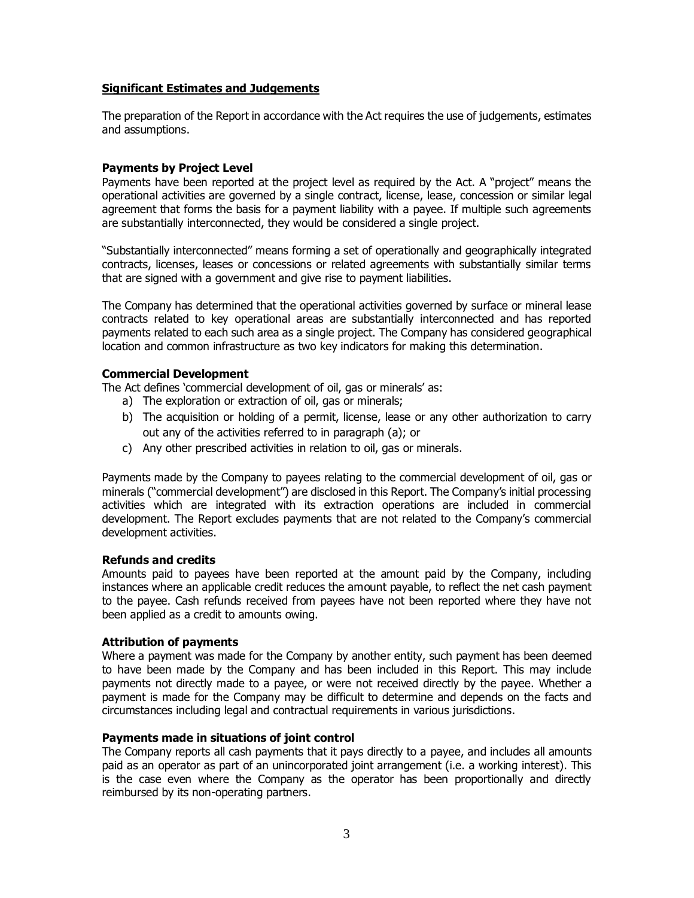## Significant Estimates and Judgements

The preparation of the Report in accordance with the Act requires the use of judgements, estimates and assumptions.

### Payments by Project Level

Payments have been reported at the project level as required by the Act. A "project" means the operational activities are governed by a single contract, license, lease, concession or similar legal agreement that forms the basis for a payment liability with a payee. If multiple such agreements are substantially interconnected, they would be considered a single project.

"Substantially interconnected" means forming a set of operationally and geographically integrated contracts, licenses, leases or concessions or related agreements with substantially similar terms that are signed with a government and give rise to payment liabilities.

The Company has determined that the operational activities governed by surface or mineral lease contracts related to key operational areas are substantially interconnected and has reported payments related to each such area as a single project. The Company has considered geographical location and common infrastructure as two key indicators for making this determination.

### Commercial Development

The Act defines 'commercial development of oil, gas or minerals' as:

a) The exploration or extraction of oil, gas or minerals;
b) The acquisition or holding of a permit, license, lease or any other authorization to carry out any of the activities referred to in paragraph (a); or
c) Any other prescribed activities in relation to oil, gas or minerals.

Payments made by the Company to payees relating to the commercial development of oil, gas or minerals ("commercial development") are disclosed in this Report. The Company's initial processing activities which are integrated with its extraction operations are included in commercial development. The Report excludes payments that are not related to the Company's commercial development activities.

### Refunds and credits

Amounts paid to payees have been reported at the amount paid by the Company, including instances where an applicable credit reduces the amount payable, to reflect the net cash payment to the payee. Cash refunds received from payees have not been reported where they have not been applied as a credit to amounts owing.

### Attribution of payments

Where a payment was made for the Company by another entity, such payment has been deemed to have been made by the Company and has been included in this Report. This may include payments not directly made to a payee, or were not received directly by the payee. Whether a payment is made for the Company may be difficult to determine and depends on the facts and circumstances including legal and contractual requirements in various jurisdictions.

### Payments made in situations of joint control

The Company reports all cash payments that it pays directly to a payee, and includes all amounts paid as an operator as part of an unincorporated joint arrangement (i.e. a working interest). This is the case even where the Company as the operator has been proportionally and directly reimbursed by its non-operating partners.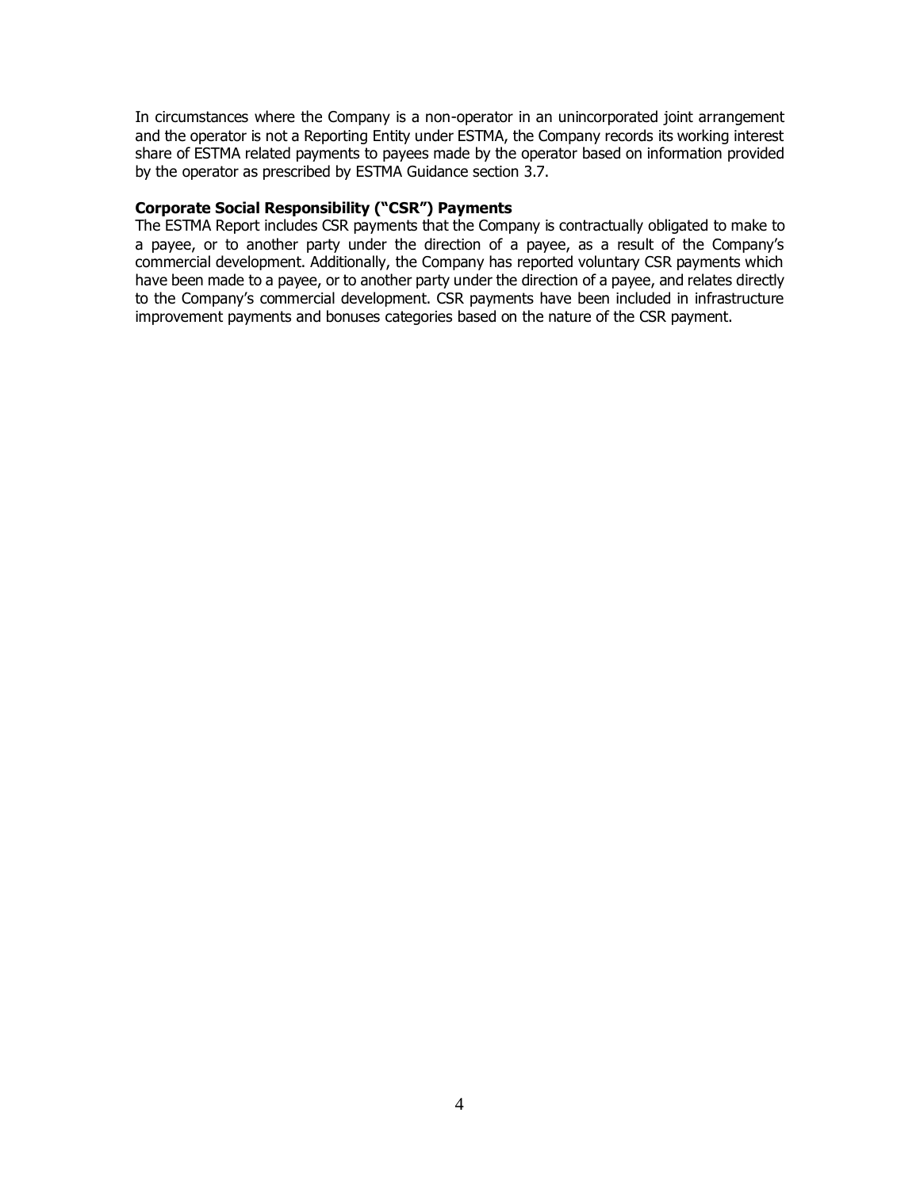In circumstances where the Company is a non-operator in an unincorporated joint arrangement and the operator is not a Reporting Entity under ESTMA, the Company records its working interest share of ESTMA related payments to payees made by the operator based on information provided by the operator as prescribed by ESTMA Guidance section 3.7.

**Corporate Social Responsibility ("CSR") Payments**

The ESTMA Report includes CSR payments that the Company is contractually obligated to make to a payee, or to another party under the direction of a payee, as a result of the Company's commercial development. Additionally, the Company has reported voluntary CSR payments which have been made to a payee, or to another party under the direction of a payee, and relates directly to the Company's commercial development. CSR payments have been included in infrastructure improvement payments and bonuses categories based on the nature of the CSR payment.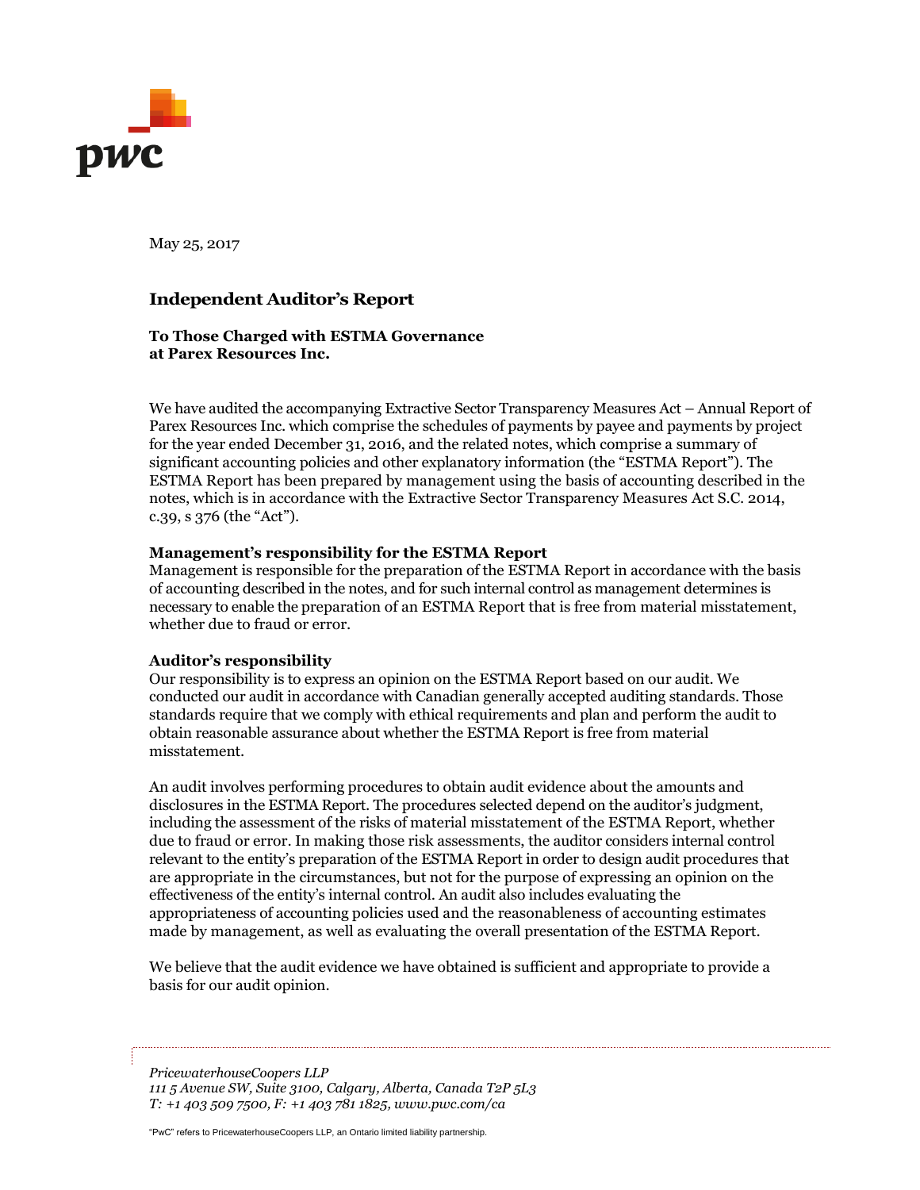May 25, 2017

## Independent Auditor's Report

**To Those Charged with ESTMA Governance at Parex Resources Inc.**

We have audited the accompanying Extractive Sector Transparency Measures Act – Annual Report of Parex Resources Inc. which comprise the schedules of payments by payee and payments by project for the year ended December 31, 2016, and the related notes, which comprise a summary of significant accounting policies and other explanatory information (the "ESTMA Report"). The ESTMA Report has been prepared by management using the basis of accounting described in the notes, which is in accordance with the Extractive Sector Transparency Measures Act S.C. 2014, c.39, s 376 (the "Act").

**Management's responsibility for the ESTMA Report**

Management is responsible for the preparation of the ESTMA Report in accordance with the basis of accounting described in the notes, and for such internal control as management determines is necessary to enable the preparation of an ESTMA Report that is free from material misstatement, whether due to fraud or error.

**Auditor's responsibility**

Our responsibility is to express an opinion on the ESTMA Report based on our audit. We conducted our audit in accordance with Canadian generally accepted auditing standards. Those standards require that we comply with ethical requirements and plan and perform the audit to obtain reasonable assurance about whether the ESTMA Report is free from material misstatement.

An audit involves performing procedures to obtain audit evidence about the amounts and disclosures in the ESTMA Report. The procedures selected depend on the auditor's judgment, including the assessment of the risks of material misstatement of the ESTMA Report, whether due to fraud or error. In making those risk assessments, the auditor considers internal control relevant to the entity's preparation of the ESTMA Report in order to design audit procedures that are appropriate in the circumstances, but not for the purpose of expressing an opinion on the effectiveness of the entity's internal control. An audit also includes evaluating the appropriateness of accounting policies used and the reasonableness of accounting estimates made by management, as well as evaluating the overall presentation of the ESTMA Report.

We believe that the audit evidence we have obtained is sufficient and appropriate to provide a basis for our audit opinion.

*PricewaterhouseCoopers LLP*
*111 5 Avenue SW, Suite 3100, Calgary, Alberta, Canada T2P 5L3*
*T: +1 403 509 7500, F: +1 403 781 1825, www.pwc.com/ca*

"PwC" refers to PricewaterhouseCoopers LLP, an Ontario limited liability partnership.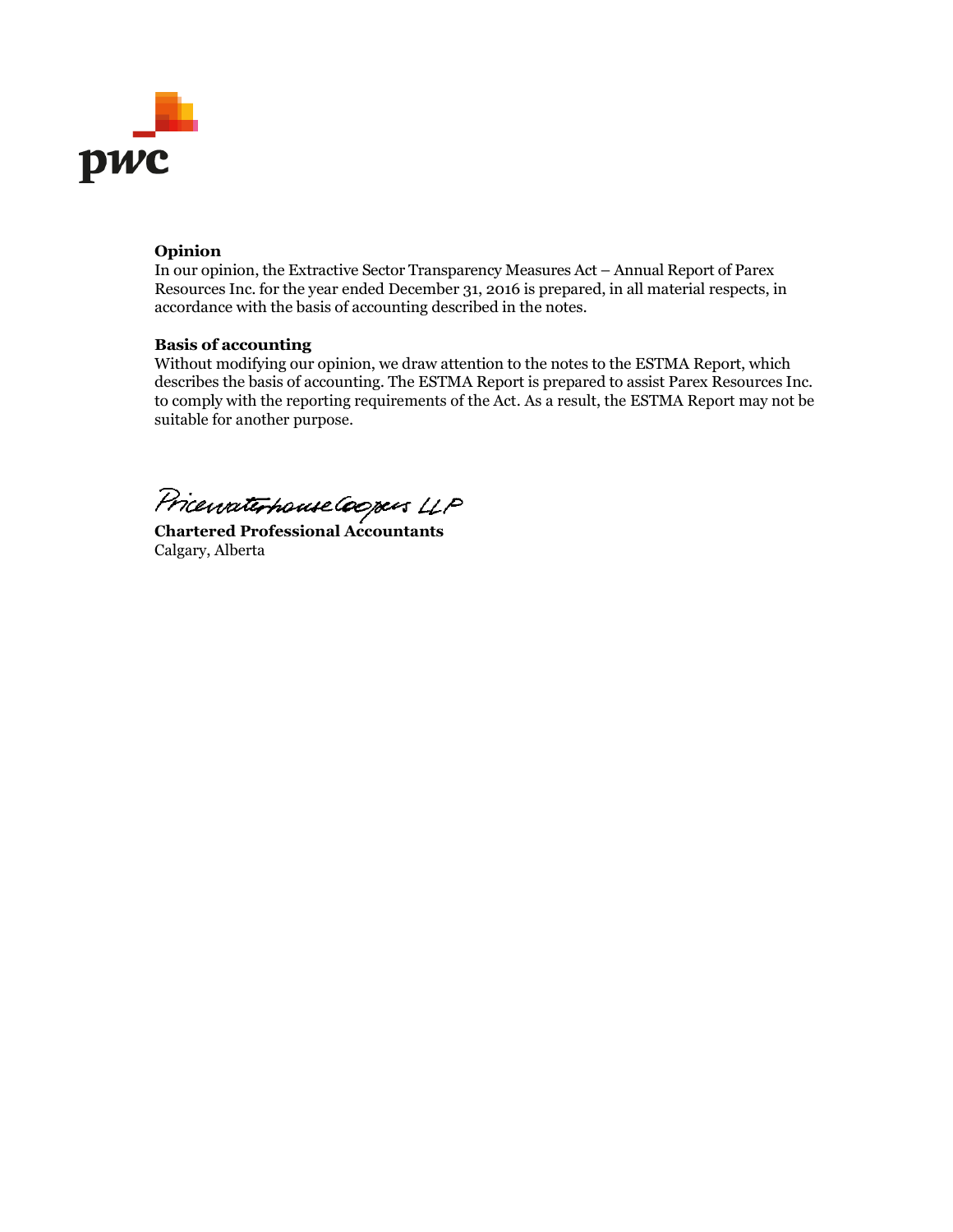**Opinion**

In our opinion, the Extractive Sector Transparency Measures Act – Annual Report of Parex Resources Inc. for the year ended December 31, 2016 is prepared, in all material respects, in accordance with the basis of accounting described in the notes.

**Basis of accounting**

Without modifying our opinion, we draw attention to the notes to the ESTMA Report, which describes the basis of accounting. The ESTMA Report is prepared to assist Parex Resources Inc. to comply with the reporting requirements of the Act. As a result, the ESTMA Report may not be suitable for another purpose.

PricewaterhouseCoopers LLP

**Chartered Professional Accountants**

Calgary, Alberta